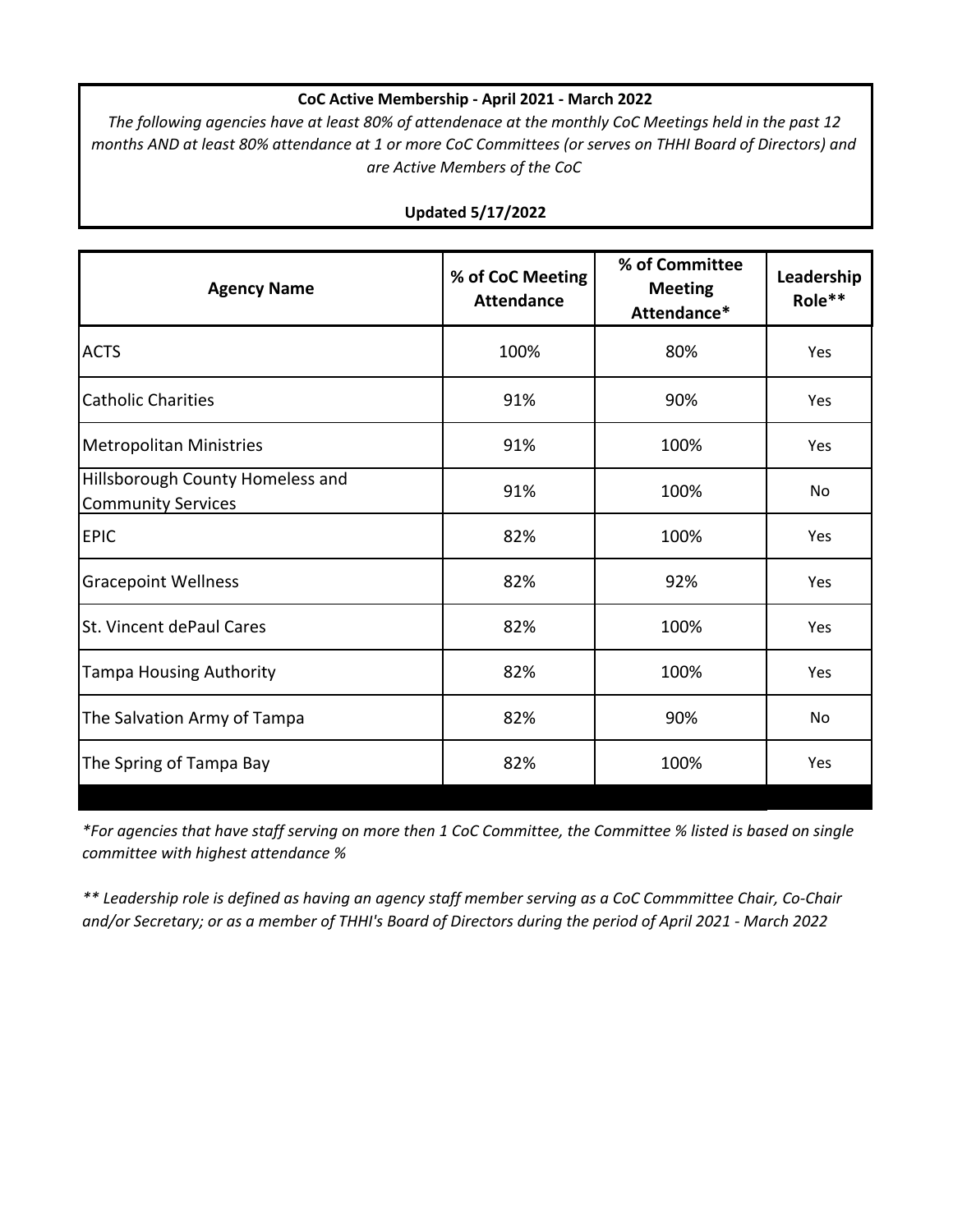**CoC Active Membership - April 2021 - March 2022**

*The following agencies have at least 80% of attendenace at the monthly CoC Meetings held in the past 12 months AND at least 80% attendance at 1 or more CoC Committees (or serves on THHI Board of Directors) and are Active Members of the CoC*

**Updated 5/17/2022**

| Agency Name | % of CoC Meeting Attendance | % of Committee Meeting Attendance* | Leadership Role** |
|---|---|---|---|
| ACTS | 100% | 80% | Yes |
| Catholic Charities | 91% | 90% | Yes |
| Metropolitan Ministries | 91% | 100% | Yes |
| Hillsborough County Homeless and Community Services | 91% | 100% | No |
| EPIC | 82% | 100% | Yes |
| Gracepoint Wellness | 82% | 92% | Yes |
| St. Vincent dePaul Cares | 82% | 100% | Yes |
| Tampa Housing Authority | 82% | 100% | Yes |
| The Salvation Army of Tampa | 82% | 90% | No |
| The Spring of Tampa Bay | 82% | 100% | Yes |

*\*For agencies that have staff serving on more then 1 CoC Committee, the Committee % listed is based on single committee with highest attendance %*

*\*\* Leadership role is defined as having an agency staff member serving as a CoC Commmittee Chair, Co-Chair and/or Secretary; or as a member of THHI's Board of Directors during the period of April 2021 - March 2022*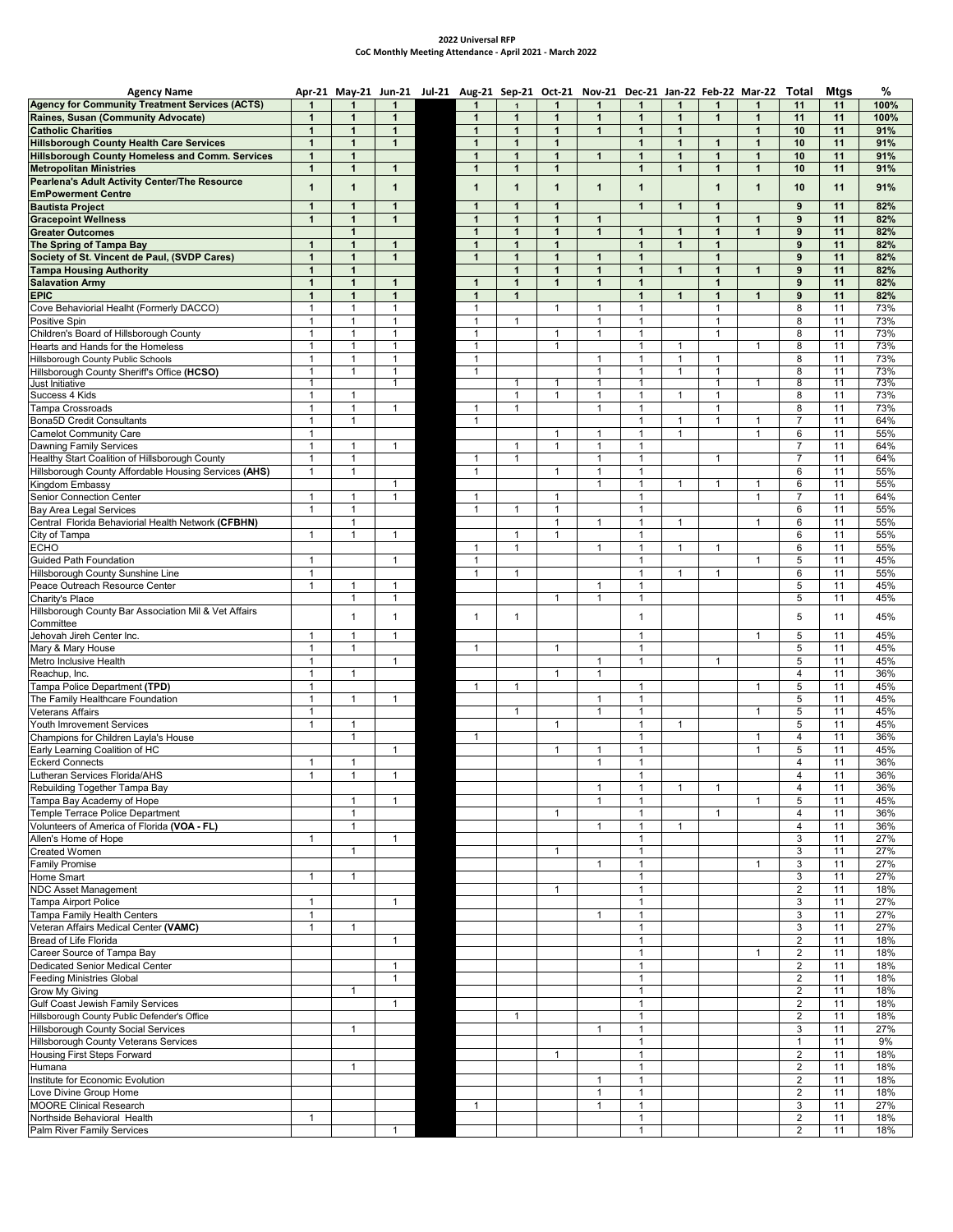**2022 Universal RFP**
**CoC Monthly Meeting Attendance - April 2021 - March 2022**

| Agency Name | Apr-21 | May-21 | Jun-21 | Jul-21 | Aug-21 | Sep-21 | Oct-21 | Nov-21 | Dec-21 | Jan-22 | Feb-22 | Mar-22 | Total | Mtgs | % |
|---|---|---|---|---|---|---|---|---|---|---|---|---|---|---|---|
| **Agency for Community Treatment Services (ACTS)** | 1 | 1 | 1 | | 1 | 1 | 1 | 1 | 1 | 1 | 1 | 1 | 11 | 11 | 100% |
| **Raines, Susan (Community Advocate)** | 1 | 1 | 1 | | 1 | 1 | 1 | 1 | 1 | 1 | 1 | 1 | 11 | 11 | 100% |
| **Catholic Charities** | 1 | 1 | 1 | | 1 | 1 | 1 | 1 | 1 | 1 | | 1 | 10 | 11 | 91% |
| **Hillsborough County Health Care Services** | 1 | 1 | 1 | | 1 | 1 | 1 | | 1 | 1 | 1 | 1 | 10 | 11 | 91% |
| **Hillsborough County Homeless and Comm. Services** | 1 | 1 | | | 1 | 1 | 1 | 1 | 1 | 1 | 1 | 1 | 10 | 11 | 91% |
| **Metropolitan Ministries** | 1 | 1 | 1 | | 1 | 1 | 1 | | 1 | 1 | 1 | 1 | 10 | 11 | 91% |
| **Pearlena's Adult Activity Center/The Resource EmPowerment Centre** | 1 | 1 | 1 | | 1 | 1 | 1 | 1 | 1 | | 1 | 1 | 10 | 11 | 91% |
| **Bautista Project** | 1 | 1 | 1 | | 1 | 1 | 1 | | 1 | 1 | 1 | | 9 | 11 | 82% |
| **Gracepoint Wellness** | 1 | 1 | 1 | | 1 | 1 | 1 | 1 | | | 1 | 1 | 9 | 11 | 82% |
| **Greater Outcomes** | | 1 | | | 1 | 1 | 1 | 1 | 1 | 1 | 1 | 1 | 9 | 11 | 82% |
| **The Spring of Tampa Bay** | 1 | 1 | 1 | | 1 | 1 | 1 | | 1 | 1 | 1 | | 9 | 11 | 82% |
| **Society of St. Vincent de Paul, (SVDP Cares)** | 1 | 1 | 1 | | 1 | 1 | 1 | 1 | 1 | | 1 | | 9 | 11 | 82% |
| **Tampa Housing Authority** | 1 | 1 | | | | 1 | 1 | 1 | 1 | 1 | 1 | 1 | 9 | 11 | 82% |
| **Salavation Army** | 1 | 1 | 1 | | 1 | 1 | 1 | 1 | 1 | | 1 | | 9 | 11 | 82% |
| **EPIC** | 1 | 1 | 1 | | 1 | 1 | | | 1 | 1 | 1 | 1 | 9 | 11 | 82% |
| Cove Behaviorial Healht (Formerly DACCO) | 1 | 1 | 1 | | 1 | | 1 | 1 | 1 | | 1 | | 8 | 11 | 73% |
| Positive Spin | 1 | 1 | 1 | | 1 | 1 | | 1 | 1 | | 1 | | 8 | 11 | 73% |
| Children's Board of Hillsborough County | 1 | 1 | 1 | | 1 | | 1 | 1 | 1 | | 1 | | 8 | 11 | 73% |
| Hearts and Hands for the Homeless | 1 | 1 | 1 | | 1 | | 1 | | 1 | 1 | | 1 | 8 | 11 | 73% |
| Hillsborough County Public Schools | 1 | 1 | 1 | | 1 | | | 1 | 1 | 1 | 1 | | 8 | 11 | 73% |
| Hillsborough County Sheriff's Office **(HCSO)** | 1 | 1 | 1 | | 1 | | | 1 | 1 | 1 | 1 | | 8 | 11 | 73% |
| Just Initiative | 1 | | 1 | | | 1 | 1 | 1 | 1 | | 1 | 1 | 8 | 11 | 73% |
| Success 4 Kids | 1 | 1 | | | | 1 | 1 | 1 | 1 | 1 | 1 | | 8 | 11 | 73% |
| Tampa Crossroads | 1 | 1 | 1 | | 1 | 1 | | 1 | 1 | | 1 | | 8 | 11 | 73% |
| Bona5D Credit Consultants | 1 | 1 | | | 1 | | | | 1 | 1 | 1 | 1 | 7 | 11 | 64% |
| Camelot Community Care | 1 | | | | | | 1 | 1 | 1 | 1 | | 1 | 6 | 11 | 55% |
| Dawning Family Services | 1 | 1 | 1 | | | 1 | 1 | 1 | 1 | | | | 7 | 11 | 64% |
| Healthy Start Coalition of Hillsborough County | 1 | 1 | | | 1 | 1 | | 1 | 1 | | 1 | | 7 | 11 | 64% |
| Hillsborough County Affordable Housing Services **(AHS)** | 1 | 1 | | | 1 | | 1 | 1 | 1 | | | | 6 | 11 | 55% |
| Kingdom Embassy | | | 1 | | | | | 1 | 1 | 1 | 1 | 1 | 6 | 11 | 55% |
| Senior Connection Center | 1 | 1 | 1 | | 1 | | 1 | | 1 | | | 1 | 7 | 11 | 64% |
| Bay Area Legal Services | 1 | 1 | | | 1 | 1 | 1 | | 1 | | | | 6 | 11 | 55% |
| Central Florida Behaviorial Health Network **(CFBHN)** | | 1 | | | | | 1 | 1 | 1 | 1 | | 1 | 6 | 11 | 55% |
| City of Tampa | 1 | 1 | 1 | | | 1 | 1 | | 1 | | | | 6 | 11 | 55% |
| ECHO | | | | | 1 | 1 | | 1 | 1 | 1 | 1 | | 6 | 11 | 55% |
| Guided Path Foundation | 1 | | 1 | | 1 | | | | 1 | | | 1 | 5 | 11 | 45% |
| Hillsborough County Sunshine Line | 1 | | | | 1 | 1 | | | 1 | 1 | 1 | | 6 | 11 | 55% |
| Peace Outreach Resource Center | 1 | 1 | 1 | | | | | 1 | 1 | | | | 5 | 11 | 45% |
| Charity's Place | | 1 | 1 | | | | 1 | 1 | 1 | | | | 5 | 11 | 45% |
| Hillsborough County Bar Association Mil & Vet Affairs Committee | | 1 | 1 | | 1 | 1 | | | 1 | | | | 5 | 11 | 45% |
| Jehovah Jireh Center Inc. | 1 | 1 | 1 | | | | | | 1 | | | 1 | 5 | 11 | 45% |
| Mary & Mary House | 1 | 1 | | | 1 | | 1 | | 1 | | | | 5 | 11 | 45% |
| Metro Inclusive Health | 1 | | 1 | | | | | 1 | 1 | | 1 | | 5 | 11 | 45% |
| Reachup, Inc. | 1 | 1 | | | | | 1 | 1 | | | | | 4 | 11 | 36% |
| Tampa Police Department **(TPD)** | 1 | | | | 1 | 1 | | | 1 | | | 1 | 5 | 11 | 45% |
| The Family Healthcare Foundation | 1 | 1 | 1 | | | | | 1 | 1 | | | | 5 | 11 | 45% |
| Veterans Affairs | 1 | | | | | 1 | | 1 | 1 | | | 1 | 5 | 11 | 45% |
| Youth Imrovement Services | 1 | 1 | | | | | 1 | | 1 | 1 | | | 5 | 11 | 45% |
| Champions for Children Layla's House | | 1 | | | 1 | | | | 1 | | | 1 | 4 | 11 | 36% |
| Early Learning Coalition of HC | | | 1 | | | | 1 | 1 | 1 | | | 1 | 5 | 11 | 45% |
| Eckerd Connects | 1 | 1 | | | | | | 1 | 1 | | | | 4 | 11 | 36% |
| Lutheran Services Florida/AHS | 1 | 1 | 1 | | | | | | 1 | | | | 4 | 11 | 36% |
| Rebuilding Together Tampa Bay | | | | | | | | 1 | 1 | 1 | 1 | | 4 | 11 | 36% |
| Tampa Bay Academy of Hope | | 1 | 1 | | | | | 1 | 1 | | | 1 | 5 | 11 | 45% |
| Temple Terrace Police Department | | 1 | | | | | 1 | | 1 | | 1 | | 4 | 11 | 36% |
| Volunteers of America of Florida **(VOA - FL)** | | 1 | | | | | | 1 | 1 | 1 | | | 4 | 11 | 36% |
| Allen's Home of Hope | 1 | | 1 | | | | | | 1 | | | | 3 | 11 | 27% |
| Created Women | | 1 | | | | | 1 | | 1 | | | | 3 | 11 | 27% |
| Family Promise | | | | | | | | 1 | 1 | | | 1 | 3 | 11 | 27% |
| Home Smart | 1 | 1 | | | | | | | 1 | | | | 3 | 11 | 27% |
| NDC Asset Management | | | | | | | 1 | | 1 | | | | 2 | 11 | 18% |
| Tampa Airport Police | 1 | | 1 | | | | | | 1 | | | | 3 | 11 | 27% |
| Tampa Family Health Centers | 1 | | | | | | | 1 | 1 | | | | 3 | 11 | 27% |
| Veteran Affairs Medical Center **(VAMC)** | 1 | 1 | | | | | | | 1 | | | | 3 | 11 | 27% |
| Bread of Life Florida | | | 1 | | | | | | 1 | | | | 2 | 11 | 18% |
| Career Source of Tampa Bay | | | | | | | | | 1 | | | 1 | 2 | 11 | 18% |
| Dedicated Senior Medical Center | | | 1 | | | | | | 1 | | | | 2 | 11 | 18% |
| Feeding Ministries Global | | | 1 | | | | | | 1 | | | | 2 | 11 | 18% |
| Grow My Giving | | 1 | | | | | | | 1 | | | | 2 | 11 | 18% |
| Gulf Coast Jewish Family Services | | | 1 | | | | | | 1 | | | | 2 | 11 | 18% |
| Hillsborough County Public Defender's Office | | | | | | 1 | | | 1 | | | | 2 | 11 | 18% |
| Hillsborough County Social Services | | 1 | | | | | | 1 | 1 | | | | 3 | 11 | 27% |
| Hillsborough County Veterans Services | | | | | | | | | 1 | | | | 1 | 11 | 9% |
| Housing First Steps Forward | | | | | | | 1 | | 1 | | | | 2 | 11 | 18% |
| Humana | | 1 | | | | | | | 1 | | | | 2 | 11 | 18% |
| Institute for Economic Evolution | | | | | | | | 1 | 1 | | | | 2 | 11 | 18% |
| Love Divine Group Home | | | | | | | | 1 | 1 | | | | 2 | 11 | 18% |
| MOORE Clinical Research | | | | | 1 | | | 1 | 1 | | | | 3 | 11 | 27% |
| Northside Behavioral Health | 1 | | | | | | | | 1 | | | | 2 | 11 | 18% |
| Palm River Family Services | | | 1 | | | | | | 1 | | | | 2 | 11 | 18% |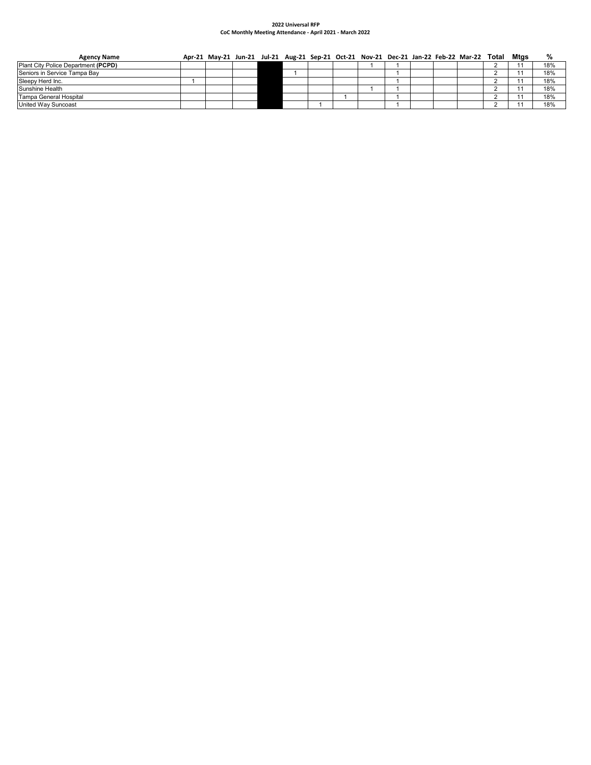**2022 Universal RFP**
**CoC Monthly Meeting Attendance - April 2021 - March 2022**

| Agency Name | Apr-21 | May-21 | Jun-21 | Jul-21 | Aug-21 | Sep-21 | Oct-21 | Nov-21 | Dec-21 | Jan-22 | Feb-22 | Mar-22 | Total | Mtgs | % |
|---|---|---|---|---|---|---|---|---|---|---|---|---|---|---|---|
| Plant City Police Department **(PCPD)** | | | | | | | | 1 | 1 | | | | 2 | 11 | 18% |
| Seniors in Service Tampa Bay | | | | | 1 | | | | 1 | | | | 2 | 11 | 18% |
| Sleepy Herd Inc. | 1 | | | | | | | | 1 | | | | 2 | 11 | 18% |
| Sunshine Health | | | | | | | | 1 | 1 | | | | 2 | 11 | 18% |
| Tampa General Hospital | | | | | | | 1 | | 1 | | | | 2 | 11 | 18% |
| United Way Suncoast | | | | | | 1 | | | 1 | | | | 2 | 11 | 18% |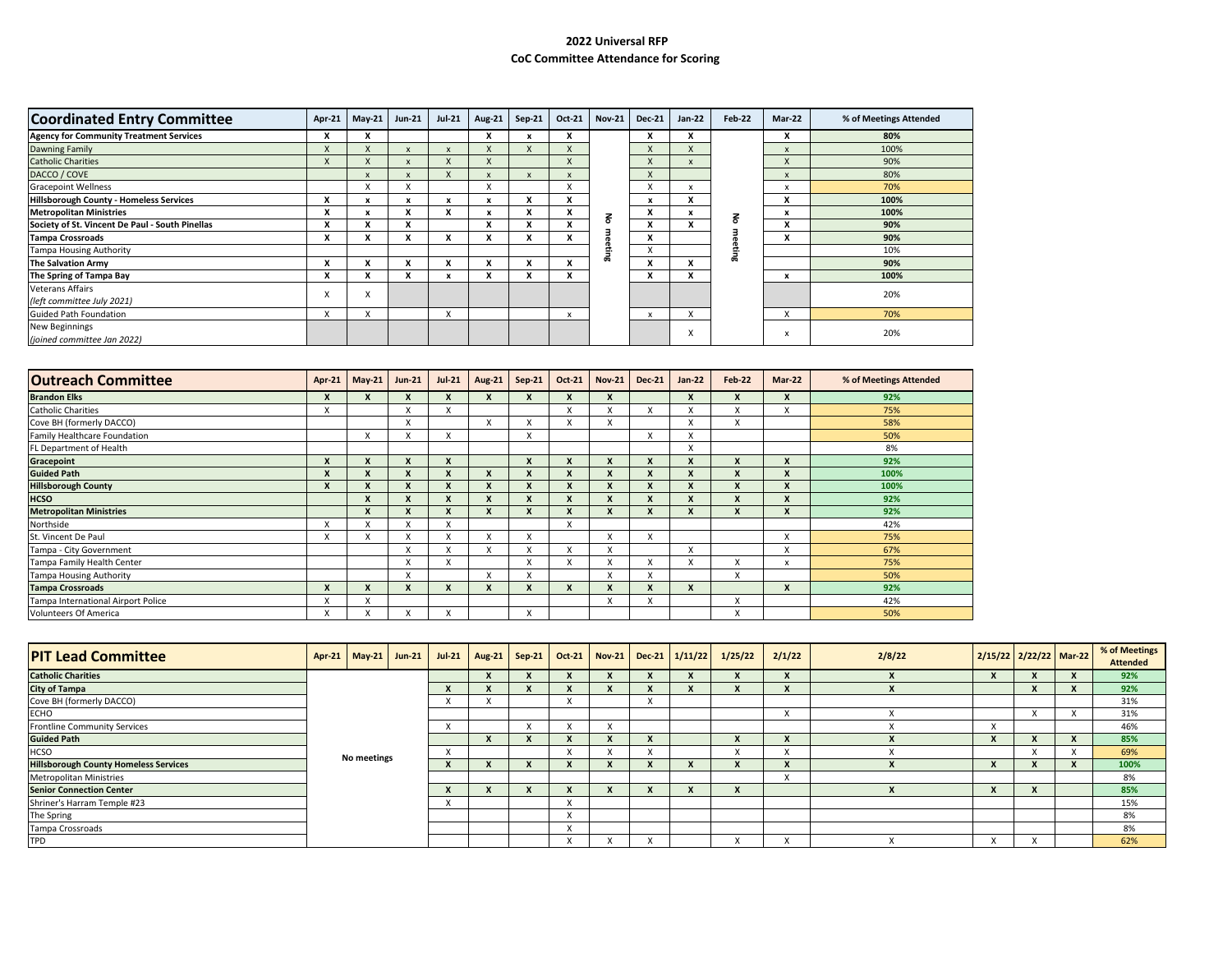# 2022 Universal RFP

## CoC Committee Attendance for Scoring

| Coordinated Entry Committee | Apr-21 | May-21 | Jun-21 | Jul-21 | Aug-21 | Sep-21 | Oct-21 | Nov-21 | Dec-21 | Jan-22 | Feb-22 | Mar-22 | % of Meetings Attended |
|---|---|---|---|---|---|---|---|---|---|---|---|---|---|
| **Agency for Community Treatment Services** | X | X | | | X | x | X | No meeting | X | X | No meeting | X | **80%** |
| Dawning Family | X | X | x | x | X | X | X | | X | X | | x | 100% |
| Catholic Charities | X | X | x | X | X | | X | | X | x | | X | 90% |
| DACCO / COVE | | x | x | X | x | x | x | | X | | | x | 80% |
| Gracepoint Wellness | | X | X | | X | | X | | X | x | | x | 70% |
| **Hillsborough County - Homeless Services** | X | x | x | x | x | X | X | | x | X | | X | **100%** |
| **Metropolitan Ministries** | X | x | X | X | x | X | X | | X | x | | x | **100%** |
| **Society of St. Vincent De Paul - South Pinellas** | X | X | X | | X | X | X | | X | X | | X | **90%** |
| **Tampa Crossroads** | X | X | X | X | X | X | X | | X | | | X | **90%** |
| Tampa Housing Authority | | | | | | | | | X | | | | 10% |
| **The Salvation Army** | X | X | X | X | X | X | X | | X | X | | | **90%** |
| **The Spring of Tampa Bay** | X | X | X | x | X | X | X | | X | X | | x | **100%** |
| Veterans Affairs *(left committee July 2021)* | X | X | | | | | | | | | | | 20% |
| Guided Path Foundation | X | X | | X | | | x | | x | X | | X | 70% |
| New Beginnings *(joined committee Jan 2022)* | | | | | | | | | | X | | x | 20% |

| Outreach Committee | Apr-21 | May-21 | Jun-21 | Jul-21 | Aug-21 | Sep-21 | Oct-21 | Nov-21 | Dec-21 | Jan-22 | Feb-22 | Mar-22 | % of Meetings Attended |
|---|---|---|---|---|---|---|---|---|---|---|---|---|---|
| **Brandon Elks** | X | X | X | X | X | X | X | X | | X | X | X | **92%** |
| Catholic Charities | X | | X | X | | | X | X | X | X | X | X | 75% |
| Cove BH (formerly DACCO) | | | X | | X | X | X | X | | X | X | | 58% |
| Family Healthcare Foundation | | X | X | X | | X | | | X | X | | | 50% |
| FL Department of Health | | | | | | | | | | X | | | 8% |
| **Gracepoint** | X | X | X | X | | X | X | X | X | X | X | X | **92%** |
| **Guided Path** | X | X | X | X | X | X | X | X | X | X | X | X | **100%** |
| **Hillsborough County** | X | X | X | X | X | X | X | X | X | X | X | X | **100%** |
| **HCSO** | | X | X | X | X | X | X | X | X | X | X | X | **92%** |
| **Metropolitan Ministries** | | X | X | X | X | X | X | X | X | X | X | X | **92%** |
| Northside | X | X | X | X | | | X | | | | | | 42% |
| St. Vincent De Paul | X | X | X | X | X | X | | X | X | | | X | 75% |
| Tampa - City Government | | | X | X | X | X | X | X | | X | | X | 67% |
| Tampa Family Health Center | | | X | X | | X | X | X | X | X | X | x | 75% |
| Tampa Housing Authority | | | X | | X | X | | X | X | | X | | 50% |
| **Tampa Crossroads** | X | X | X | X | X | X | X | X | X | X | | X | **92%** |
| Tampa International Airport Police | X | X | | | | | | X | X | | X | | 42% |
| Volunteers Of America | X | X | X | X | | X | | | | | X | | 50% |

| PIT Lead Committee | Apr-21 | May-21 | Jun-21 | Jul-21 | Aug-21 | Sep-21 | Oct-21 | Nov-21 | Dec-21 | 1/11/22 | 1/25/22 | 2/1/22 | 2/8/22 | 2/15/22 | 2/22/22 | Mar-22 | % of Meetings Attended |
|---|---|---|---|---|---|---|---|---|---|---|---|---|---|---|---|---|---|
| **Catholic Charities** | No meetings | | | | X | X | X | X | X | X | X | X | X | X | X | X | **92%** |
| **City of Tampa** | | | | X | X | X | X | X | X | X | X | X | X | | X | X | **92%** |
| Cove BH (formerly DACCO) | | | | X | X | | X | | X | | | | | | | | 31% |
| ECHO | | | | | | | | | | | | X | X | | X | X | 31% |
| Frontline Community Services | | | | X | | X | X | X | | | | | X | X | | | 46% |
| **Guided Path** | | | | | X | X | X | X | X | | X | X | X | X | X | X | **85%** |
| HCSO | | | | X | | | X | X | X | | X | X | X | | X | X | 69% |
| **Hillsborough County Homeless Services** | | | | X | X | X | X | X | X | X | X | X | X | X | X | X | **100%** |
| Metropolitan Ministries | | | | | | | | | | | | X | | | | | 8% |
| **Senior Connection Center** | | | | X | X | X | X | X | X | X | X | | X | X | X | | **85%** |
| Shriner's Harram Temple #23 | | | | X | | | X | | | | | | | | | | 15% |
| The Spring | | | | | | | X | | | | | | | | | | 8% |
| Tampa Crossroads | | | | | | | X | | | | | | | | | | 8% |
| TPD | | | | | | | X | X | X | | X | X | X | X | X | | 62% |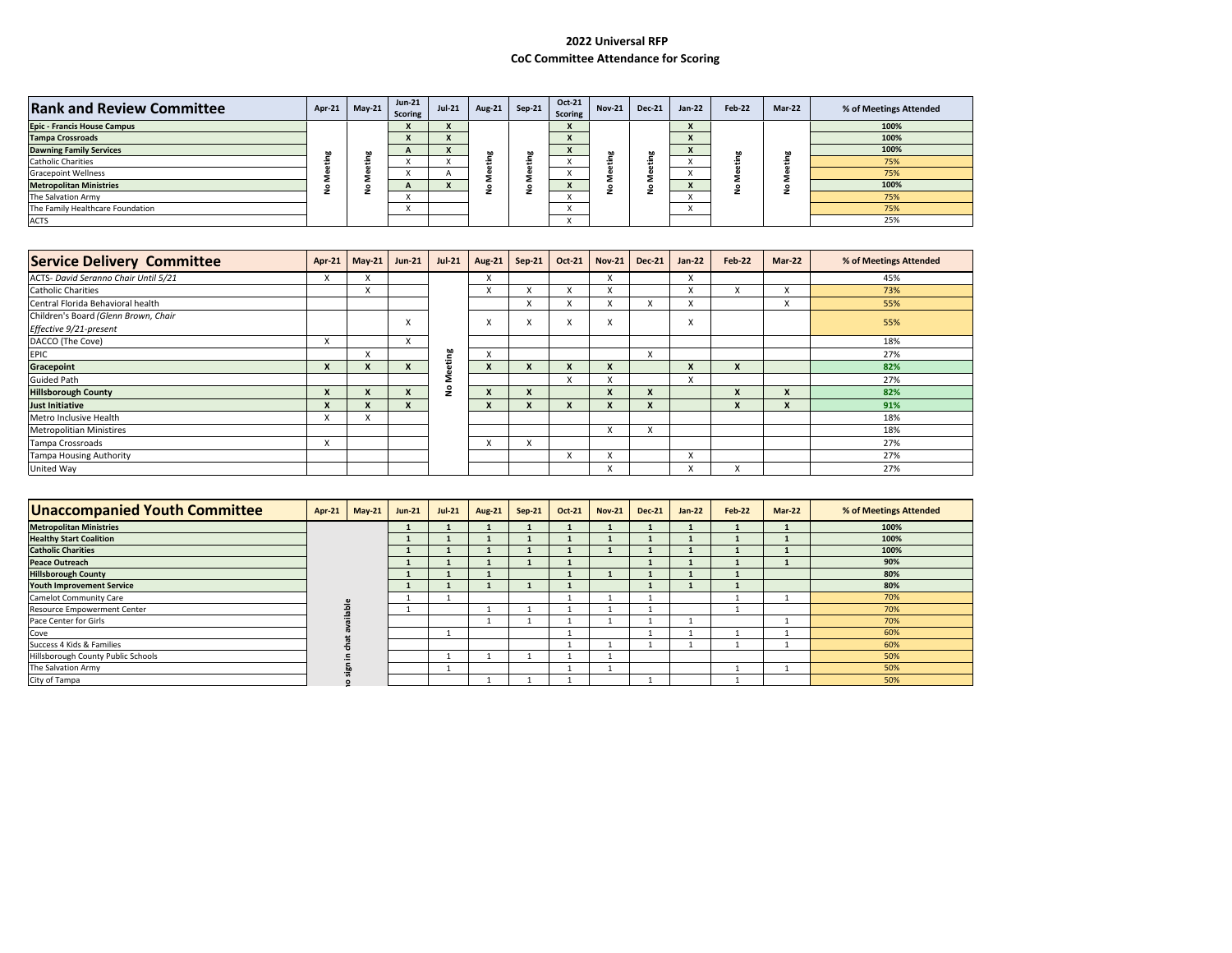# 2022 Universal RFP

## CoC Committee Attendance for Scoring

| Rank and Review Committee | Apr-21 | May-21 | Jun-21 Scoring | Jul-21 | Aug-21 | Sep-21 | Oct-21 Scoring | Nov-21 | Dec-21 | Jan-22 | Feb-22 | Mar-22 | % of Meetings Attended |
|---|---|---|---|---|---|---|---|---|---|---|---|---|---|
| **Epic - Francis House Campus** | No Meeting | No Meeting | **X** | **X** | No Meeting | No Meeting | **X** | No Meeting | No Meeting | **X** | No Meeting | No Meeting | **100%** |
| **Tampa Crossroads** | | | **X** | **X** | | | **X** | | | **X** | | | **100%** |
| **Dawning Family Services** | | | **A** | **X** | | | **X** | | | **X** | | | **100%** |
| Catholic Charities | | | X | X | | | X | | | X | | | 75% |
| Gracepoint Wellness | | | X | A | | | X | | | X | | | 75% |
| **Metropolitan Ministries** | | | **A** | **X** | | | **X** | | | **X** | | | **100%** |
| The Salvation Army | | | X | | | | X | | | X | | | 75% |
| The Family Healthcare Foundation | | | X | | | | X | | | X | | | 75% |
| ACTS | | | | | | | X | | | | | | 25% |

| Service Delivery Committee | Apr-21 | May-21 | Jun-21 | Jul-21 | Aug-21 | Sep-21 | Oct-21 | Nov-21 | Dec-21 | Jan-22 | Feb-22 | Mar-22 | % of Meetings Attended |
|---|---|---|---|---|---|---|---|---|---|---|---|---|---|
| ACTS- *David Seranno Chair Until 5/21* | X | X | | No Meeting | X | | | X | | X | | | 45% |
| Catholic Charities | | X | | | X | X | X | X | | X | X | X | 73% |
| Central Florida Behavioral health | | | | | | X | X | X | X | X | | X | 55% |
| Children's Board *(Glenn Brown, Chair Effective 9/21-present* | | | X | | X | X | X | X | | X | | | 55% |
| DACCO (The Cove) | X | | X | | | | | | | | | | 18% |
| EPIC | | X | | | X | | | | X | | | | 27% |
| **Gracepoint** | **X** | **X** | **X** | | **X** | **X** | **X** | **X** | | **X** | **X** | | **82%** |
| Guided Path | | | | | | | X | X | | X | | | 27% |
| **Hillsborough County** | **X** | **X** | **X** | | **X** | **X** | | **X** | **X** | | **X** | **X** | **82%** |
| **Just Initiative** | **X** | **X** | **X** | | **X** | **X** | **X** | **X** | **X** | | **X** | **X** | **91%** |
| Metro Inclusive Health | X | X | | | | | | | | | | | 18% |
| Metropolitian Ministires | | | | | | | | X | X | | | | 18% |
| Tampa Crossroads | X | | | | X | X | | | | | | | 27% |
| Tampa Housing Authority | | | | | | | X | X | | X | | | 27% |
| United Way | | | | | | | | X | | X | X | | 27% |

| Unaccompanied Youth Committee | Apr-21 | May-21 | Jun-21 | Jul-21 | Aug-21 | Sep-21 | Oct-21 | Nov-21 | Dec-21 | Jan-22 | Feb-22 | Mar-22 | % of Meetings Attended |
|---|---|---|---|---|---|---|---|---|---|---|---|---|---|
| **Metropolitan Ministries** | No sign in chat available | | **1** | **1** | **1** | **1** | **1** | **1** | **1** | **1** | **1** | **1** | **100%** |
| **Healthy Start Coalition** | | | **1** | **1** | **1** | **1** | **1** | **1** | **1** | **1** | **1** | **1** | **100%** |
| **Catholic Charities** | | | **1** | **1** | **1** | **1** | **1** | **1** | **1** | **1** | **1** | **1** | **100%** |
| **Peace Outreach** | | | **1** | **1** | **1** | **1** | **1** | | **1** | **1** | **1** | **1** | **90%** |
| **Hillsborough County** | | | **1** | **1** | **1** | | **1** | **1** | **1** | **1** | **1** | | **80%** |
| **Youth Improvement Service** | | | **1** | **1** | **1** | **1** | **1** | | **1** | **1** | **1** | | **80%** |
| Camelot Community Care | | | 1 | 1 | | | 1 | 1 | 1 | | 1 | 1 | 70% |
| Resource Empowerment Center | | | 1 | | 1 | 1 | 1 | 1 | 1 | | 1 | | 70% |
| Pace Center for Girls | | | | | 1 | 1 | 1 | 1 | 1 | 1 | | 1 | 70% |
| Cove | | | | 1 | | | 1 | | 1 | 1 | 1 | 1 | 60% |
| Success 4 Kids & Families | | | | | | | 1 | 1 | 1 | 1 | 1 | 1 | 60% |
| Hillsborough County Public Schools | | | | 1 | 1 | 1 | 1 | 1 | | | | | 50% |
| The Salvation Army | | | | 1 | | | 1 | 1 | | | 1 | 1 | 50% |
| City of Tampa | | | | | 1 | 1 | 1 | | 1 | | 1 | | 50% |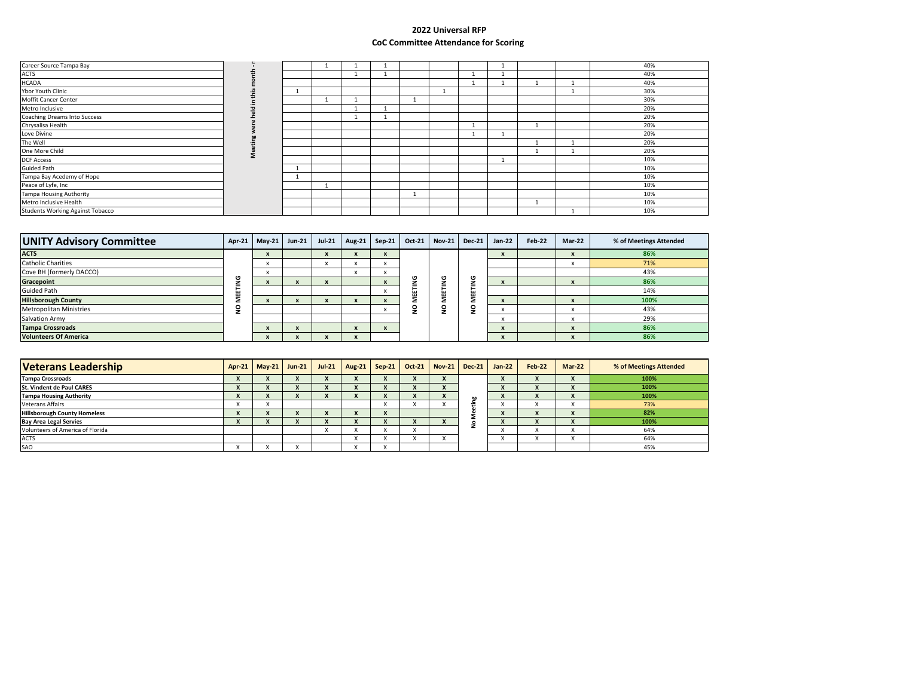# 2022 Universal RFP

## CoC Committee Attendance for Scoring

| | | | | | | | | | | | | |
|---|---|---|---|---|---|---|---|---|---|---|---|---|
| Career Source Tampa Bay | Meeting were held in this month - r | | 1 | 1 | 1 | | | | 1 | | | 40% |
| ACTS | | | | 1 | 1 | | | 1 | 1 | | | 40% |
| HCADA | | | | | | | | 1 | 1 | 1 | 1 | 40% |
| Ybor Youth Clinic | | 1 | | | | | 1 | | | | 1 | 30% |
| Moffit Cancer Center | | | 1 | 1 | | 1 | | | | | | 30% |
| Metro Inclusive | | | | 1 | 1 | | | | | | | 20% |
| Coaching Dreams Into Success | | | | 1 | 1 | | | | | | | 20% |
| Chrysalisa Health | | | | | | | | 1 | | 1 | | 20% |
| Love Divine | | | | | | | | 1 | 1 | | | 20% |
| The Well | | | | | | | | | | 1 | 1 | 20% |
| One More Child | | | | | | | | | | 1 | 1 | 20% |
| DCF Access | | | | | | | | | 1 | | | 10% |
| Guided Path | | 1 | | | | | | | | | | 10% |
| Tampa Bay Acedemy of Hope | | 1 | | | | | | | | | | 10% |
| Peace of Lyfe, Inc | | | 1 | | | | | | | | | 10% |
| Tampa Housing Authority | | | | | | 1 | | | | | | 10% |
| Metro Inclusive Health | | | | | | | | | | 1 | | 10% |
| Students Working Against Tobacco | | | | | | | | | | | 1 | 10% |

| UNITY Advisory Committee | Apr-21 | May-21 | Jun-21 | Jul-21 | Aug-21 | Sep-21 | Oct-21 | Nov-21 | Dec-21 | Jan-22 | Feb-22 | Mar-22 | % of Meetings Attended |
|---|---|---|---|---|---|---|---|---|---|---|---|---|---|
| **ACTS** | NO MEETING | x | | x | x | x | NO MEETING | NO MEETING | NO MEETING | x | | x | 86% |
| Catholic Charities | | x | | x | x | x | | | | | | x | 71% |
| Cove BH (formerly DACCO) | | x | | | x | x | | | | | | | 43% |
| **Gracepoint** | | x | x | x | | x | | | | x | | x | 86% |
| Guided Path | | | | | | x | | | | | | | 14% |
| **Hillsborough County** | | x | x | x | x | x | | | | x | | x | 100% |
| Metropolitan Ministries | | | | | | x | | | | x | | x | 43% |
| Salvation Army | | | | | | | | | | x | | x | 29% |
| **Tampa Crossroads** | | x | x | | x | x | | | | x | | x | 86% |
| **Volunteers Of America** | | x | x | x | x | | | | | x | | x | 86% |

| Veterans Leadership | Apr-21 | May-21 | Jun-21 | Jul-21 | Aug-21 | Sep-21 | Oct-21 | Nov-21 | Dec-21 | Jan-22 | Feb-22 | Mar-22 | % of Meetings Attended |
|---|---|---|---|---|---|---|---|---|---|---|---|---|---|
| **Tampa Crossroads** | X | X | X | X | X | X | X | X | No Meeting | X | X | X | 100% |
| **St. Vindent de Paul CARES** | X | X | X | X | X | X | X | X | | X | X | X | 100% |
| **Tampa Housing Authority** | X | X | X | X | X | X | X | X | | X | X | X | 100% |
| Veterans Affairs | X | X | | | | X | X | X | | X | X | X | 73% |
| **Hillsborough County Homeless** | X | X | X | X | X | X | | | | X | X | X | 82% |
| **Bay Area Legal Servies** | X | X | X | X | X | X | X | X | | X | X | X | 100% |
| Volunteers of America of Florida | | | | X | X | X | X | | | X | X | X | 64% |
| ACTS | | | | | X | X | X | X | | X | X | X | 64% |
| SAO | X | X | X | | X | X | | | | | | | 45% |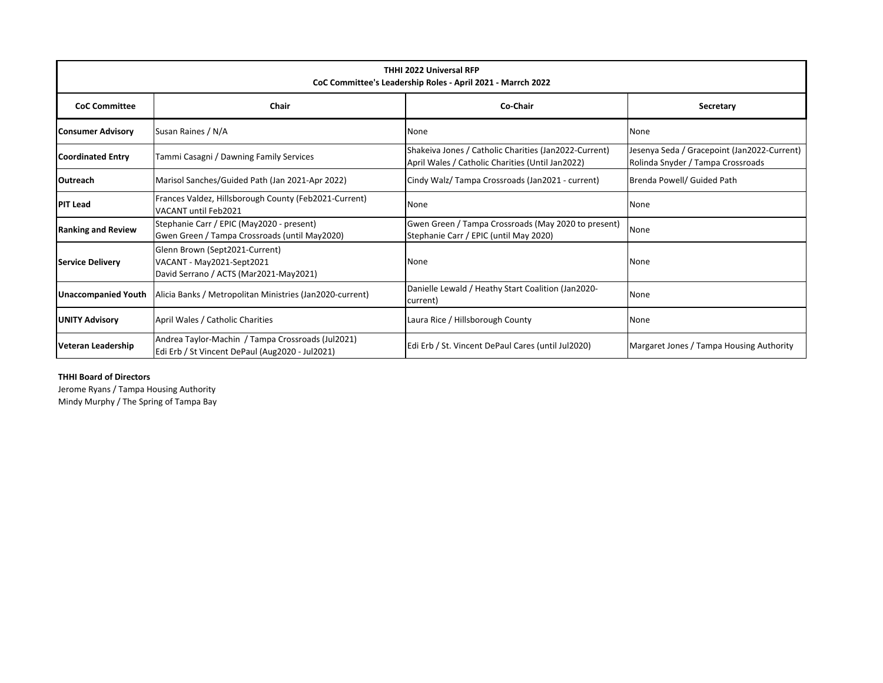**THHI 2022 Universal RFP**
**CoC Committee's Leadership Roles - April 2021 - Marrch 2022**

| CoC Committee | Chair | Co-Chair | Secretary |
|---|---|---|---|
| **Consumer Advisory** | Susan Raines / N/A | None | None |
| **Coordinated Entry** | Tammi Casagni / Dawning Family Services | Shakeiva Jones / Catholic Charities (Jan2022-Current)<br>April Wales / Catholic Charities (Until Jan2022) | Jesenya Seda / Gracepoint (Jan2022-Current)<br>Rolinda Snyder / Tampa Crossroads |
| **Outreach** | Marisol Sanches/Guided Path (Jan 2021-Apr 2022) | Cindy Walz/ Tampa Crossroads (Jan2021 - current) | Brenda Powell/ Guided Path |
| **PIT Lead** | Frances Valdez, Hillsborough County (Feb2021-Current)<br>VACANT until Feb2021 | None | None |
| **Ranking and Review** | Stephanie Carr / EPIC (May2020 - present)<br>Gwen Green / Tampa Crossroads (until May2020) | Gwen Green / Tampa Crossroads (May 2020 to present)<br>Stephanie Carr / EPIC (until May 2020) | None |
| **Service Delivery** | Glenn Brown (Sept2021-Current)<br>VACANT - May2021-Sept2021<br>David Serrano / ACTS (Mar2021-May2021) | None | None |
| **Unaccompanied Youth** | Alicia Banks / Metropolitan Ministries (Jan2020-current) | Danielle Lewald / Heathy Start Coalition (Jan2020-current) | None |
| **UNITY Advisory** | April Wales / Catholic Charities | Laura Rice / Hillsborough County | None |
| **Veteran Leadership** | Andrea Taylor-Machin / Tampa Crossroads (Jul2021)<br>Edi Erb / St Vincent DePaul (Aug2020 - Jul2021) | Edi Erb / St. Vincent DePaul Cares (until Jul2020) | Margaret Jones / Tampa Housing Authority |

**THHI Board of Directors**

Jerome Ryans / Tampa Housing Authority
Mindy Murphy / The Spring of Tampa Bay